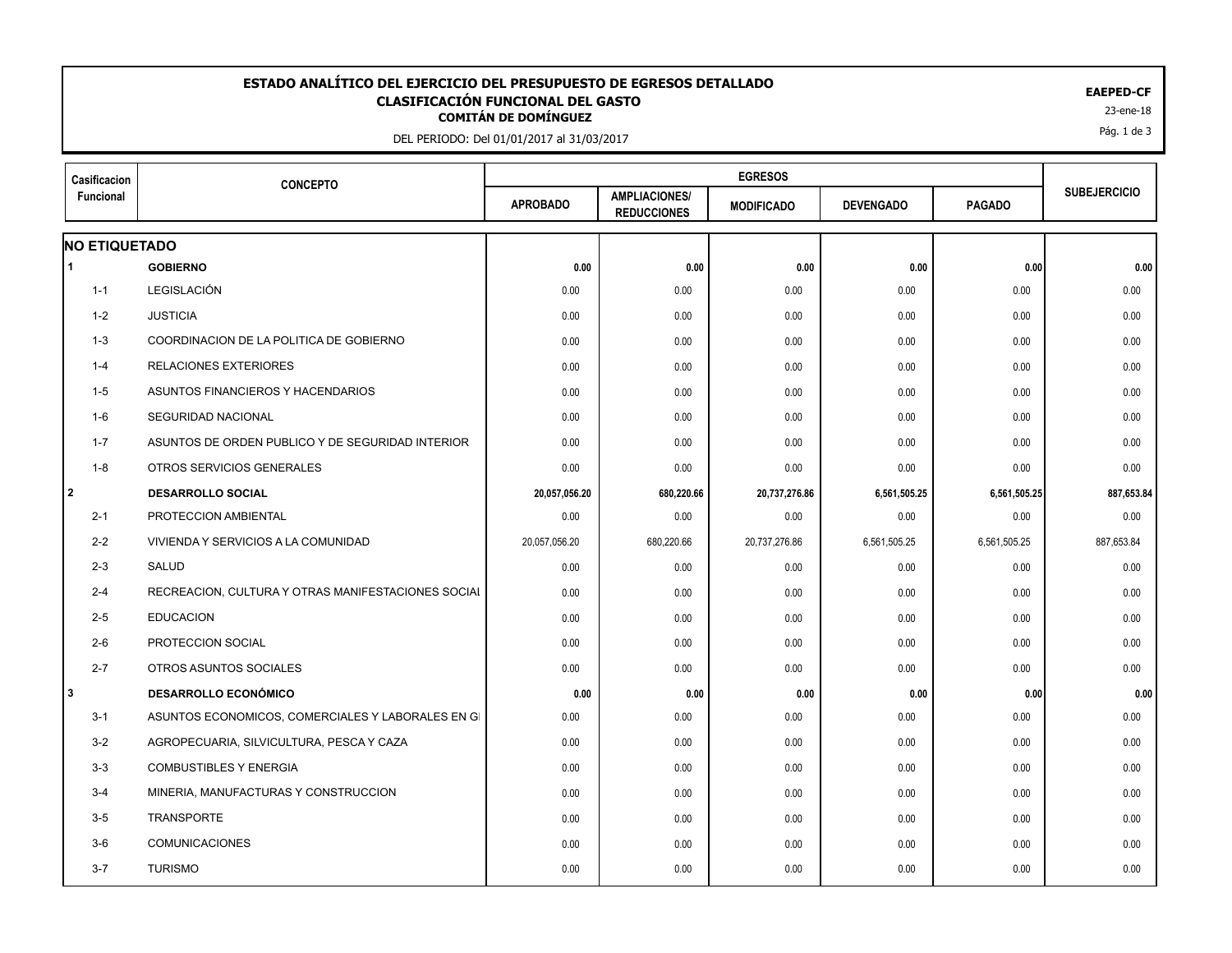# ESTADO ANALÍTICO DEL EJERCICIO DEL PRESUPUESTO DE EGRESOS DETALLADO
## CLASIFICACIÓN FUNCIONAL DEL GASTO
### COMITÁN DE DOMÍNGUEZ

DEL PERIODO: Del 01/01/2017 al 31/03/2017

**EAEPED-CF**
23-ene-18

| Casificacion Funcional | CONCEPTO | EGRESOS | | | | | SUBEJERCICIO |
|---|---|---|---|---|---|---|---|
| | | APROBADO | AMPLIACIONES/ REDUCCIONES | MODIFICADO | DEVENGADO | PAGADO | |
| **NO ETIQUETADO** | | | | | | | |
| **1** | **GOBIERNO** | **0.00** | **0.00** | **0.00** | **0.00** | **0.00** | **0.00** |
| 1-1 | LEGISLACIÓN | 0.00 | 0.00 | 0.00 | 0.00 | 0.00 | 0.00 |
| 1-2 | JUSTICIA | 0.00 | 0.00 | 0.00 | 0.00 | 0.00 | 0.00 |
| 1-3 | COORDINACION DE LA POLITICA DE GOBIERNO | 0.00 | 0.00 | 0.00 | 0.00 | 0.00 | 0.00 |
| 1-4 | RELACIONES EXTERIORES | 0.00 | 0.00 | 0.00 | 0.00 | 0.00 | 0.00 |
| 1-5 | ASUNTOS FINANCIEROS Y HACENDARIOS | 0.00 | 0.00 | 0.00 | 0.00 | 0.00 | 0.00 |
| 1-6 | SEGURIDAD NACIONAL | 0.00 | 0.00 | 0.00 | 0.00 | 0.00 | 0.00 |
| 1-7 | ASUNTOS DE ORDEN PUBLICO Y DE SEGURIDAD INTERIOR | 0.00 | 0.00 | 0.00 | 0.00 | 0.00 | 0.00 |
| 1-8 | OTROS SERVICIOS GENERALES | 0.00 | 0.00 | 0.00 | 0.00 | 0.00 | 0.00 |
| **2** | **DESARROLLO SOCIAL** | **20,057,056.20** | **680,220.66** | **20,737,276.86** | **6,561,505.25** | **6,561,505.25** | **887,653.84** |
| 2-1 | PROTECCION AMBIENTAL | 0.00 | 0.00 | 0.00 | 0.00 | 0.00 | 0.00 |
| 2-2 | VIVIENDA Y SERVICIOS A LA COMUNIDAD | 20,057,056.20 | 680,220.66 | 20,737,276.86 | 6,561,505.25 | 6,561,505.25 | 887,653.84 |
| 2-3 | SALUD | 0.00 | 0.00 | 0.00 | 0.00 | 0.00 | 0.00 |
| 2-4 | RECREACION, CULTURA Y OTRAS MANIFESTACIONES SOCIAL | 0.00 | 0.00 | 0.00 | 0.00 | 0.00 | 0.00 |
| 2-5 | EDUCACION | 0.00 | 0.00 | 0.00 | 0.00 | 0.00 | 0.00 |
| 2-6 | PROTECCION SOCIAL | 0.00 | 0.00 | 0.00 | 0.00 | 0.00 | 0.00 |
| 2-7 | OTROS ASUNTOS SOCIALES | 0.00 | 0.00 | 0.00 | 0.00 | 0.00 | 0.00 |
| **3** | **DESARROLLO ECONÓMICO** | **0.00** | **0.00** | **0.00** | **0.00** | **0.00** | **0.00** |
| 3-1 | ASUNTOS ECONOMICOS, COMERCIALES Y LABORALES EN GI | 0.00 | 0.00 | 0.00 | 0.00 | 0.00 | 0.00 |
| 3-2 | AGROPECUARIA, SILVICULTURA, PESCA Y CAZA | 0.00 | 0.00 | 0.00 | 0.00 | 0.00 | 0.00 |
| 3-3 | COMBUSTIBLES Y ENERGIA | 0.00 | 0.00 | 0.00 | 0.00 | 0.00 | 0.00 |
| 3-4 | MINERIA, MANUFACTURAS Y CONSTRUCCION | 0.00 | 0.00 | 0.00 | 0.00 | 0.00 | 0.00 |
| 3-5 | TRANSPORTE | 0.00 | 0.00 | 0.00 | 0.00 | 0.00 | 0.00 |
| 3-6 | COMUNICACIONES | 0.00 | 0.00 | 0.00 | 0.00 | 0.00 | 0.00 |
| 3-7 | TURISMO | 0.00 | 0.00 | 0.00 | 0.00 | 0.00 | 0.00 |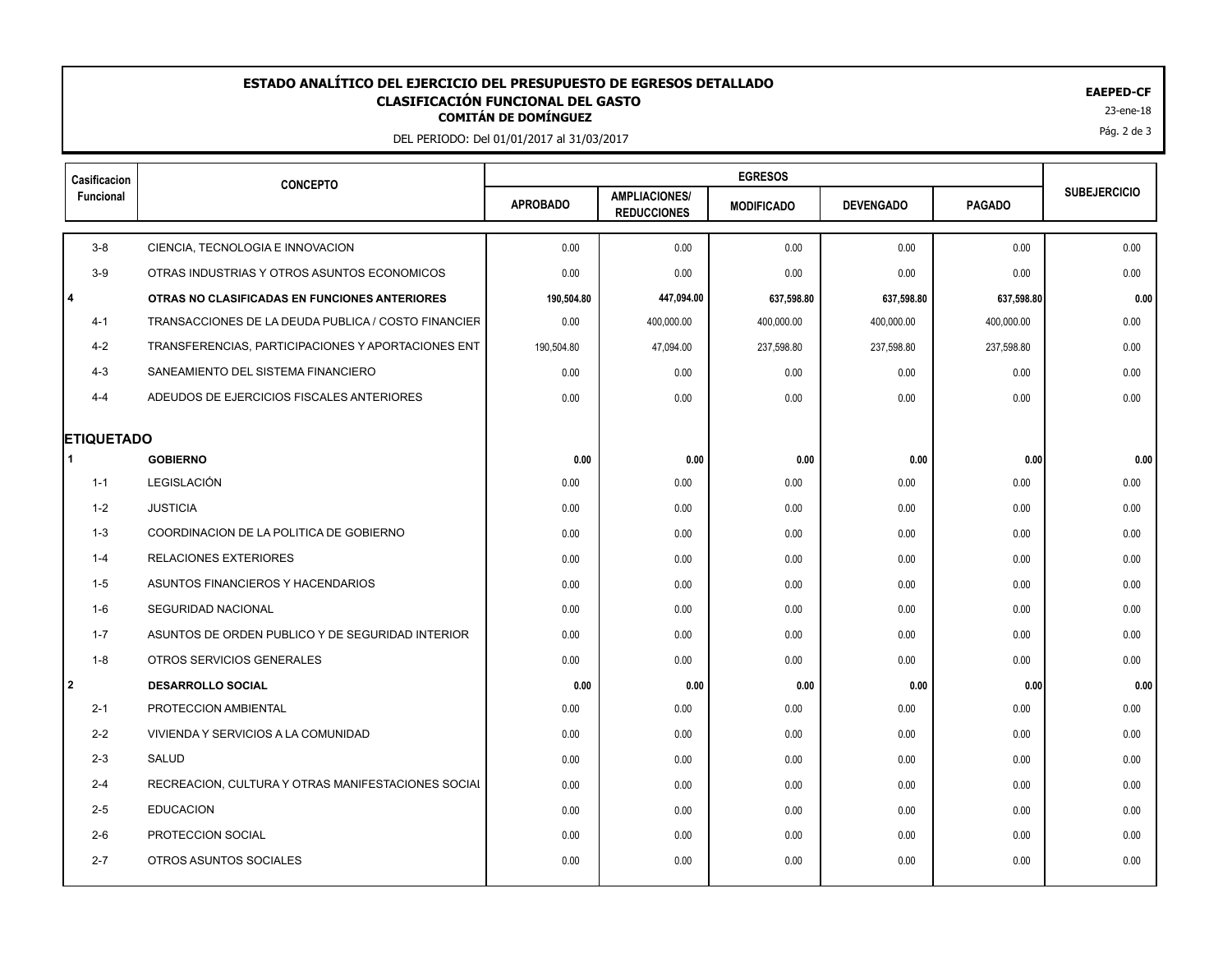# ESTADO ANALÍTICO DEL EJERCICIO DEL PRESUPUESTO DE EGRESOS DETALLADO
## CLASIFICACIÓN FUNCIONAL DEL GASTO
### COMITÁN DE DOMÍNGUEZ

DEL PERIODO: Del 01/01/2017 al 31/03/2017

EAEPED-CF

23-ene-18

| Casificacion Funcional | CONCEPTO | EGRESOS | | | | | SUBEJERCICIO |
|---|---|---|---|---|---|---|---|
| | | APROBADO | AMPLIACIONES/ REDUCCIONES | MODIFICADO | DEVENGADO | PAGADO | |
| 3-8 | CIENCIA, TECNOLOGIA E INNOVACION | 0.00 | 0.00 | 0.00 | 0.00 | 0.00 | 0.00 |
| 3-9 | OTRAS INDUSTRIAS Y OTROS ASUNTOS ECONOMICOS | 0.00 | 0.00 | 0.00 | 0.00 | 0.00 | 0.00 |
| **4** | **OTRAS NO CLASIFICADAS EN FUNCIONES ANTERIORES** | **190,504.80** | **447,094.00** | **637,598.80** | **637,598.80** | **637,598.80** | **0.00** |
| 4-1 | TRANSACCIONES DE LA DEUDA PUBLICA / COSTO FINANCIER | 0.00 | 400,000.00 | 400,000.00 | 400,000.00 | 400,000.00 | 0.00 |
| 4-2 | TRANSFERENCIAS, PARTICIPACIONES Y APORTACIONES ENT | 190,504.80 | 47,094.00 | 237,598.80 | 237,598.80 | 237,598.80 | 0.00 |
| 4-3 | SANEAMIENTO DEL SISTEMA FINANCIERO | 0.00 | 0.00 | 0.00 | 0.00 | 0.00 | 0.00 |
| 4-4 | ADEUDOS DE EJERCICIOS FISCALES ANTERIORES | 0.00 | 0.00 | 0.00 | 0.00 | 0.00 | 0.00 |
| **ETIQUETADO** | | | | | | | |
| **1** | **GOBIERNO** | **0.00** | **0.00** | **0.00** | **0.00** | **0.00** | **0.00** |
| 1-1 | LEGISLACIÓN | 0.00 | 0.00 | 0.00 | 0.00 | 0.00 | 0.00 |
| 1-2 | JUSTICIA | 0.00 | 0.00 | 0.00 | 0.00 | 0.00 | 0.00 |
| 1-3 | COORDINACION DE LA POLITICA DE GOBIERNO | 0.00 | 0.00 | 0.00 | 0.00 | 0.00 | 0.00 |
| 1-4 | RELACIONES EXTERIORES | 0.00 | 0.00 | 0.00 | 0.00 | 0.00 | 0.00 |
| 1-5 | ASUNTOS FINANCIEROS Y HACENDARIOS | 0.00 | 0.00 | 0.00 | 0.00 | 0.00 | 0.00 |
| 1-6 | SEGURIDAD NACIONAL | 0.00 | 0.00 | 0.00 | 0.00 | 0.00 | 0.00 |
| 1-7 | ASUNTOS DE ORDEN PUBLICO Y DE SEGURIDAD INTERIOR | 0.00 | 0.00 | 0.00 | 0.00 | 0.00 | 0.00 |
| 1-8 | OTROS SERVICIOS GENERALES | 0.00 | 0.00 | 0.00 | 0.00 | 0.00 | 0.00 |
| **2** | **DESARROLLO SOCIAL** | **0.00** | **0.00** | **0.00** | **0.00** | **0.00** | **0.00** |
| 2-1 | PROTECCION AMBIENTAL | 0.00 | 0.00 | 0.00 | 0.00 | 0.00 | 0.00 |
| 2-2 | VIVIENDA Y SERVICIOS A LA COMUNIDAD | 0.00 | 0.00 | 0.00 | 0.00 | 0.00 | 0.00 |
| 2-3 | SALUD | 0.00 | 0.00 | 0.00 | 0.00 | 0.00 | 0.00 |
| 2-4 | RECREACION, CULTURA Y OTRAS MANIFESTACIONES SOCIAL | 0.00 | 0.00 | 0.00 | 0.00 | 0.00 | 0.00 |
| 2-5 | EDUCACION | 0.00 | 0.00 | 0.00 | 0.00 | 0.00 | 0.00 |
| 2-6 | PROTECCION SOCIAL | 0.00 | 0.00 | 0.00 | 0.00 | 0.00 | 0.00 |
| 2-7 | OTROS ASUNTOS SOCIALES | 0.00 | 0.00 | 0.00 | 0.00 | 0.00 | 0.00 |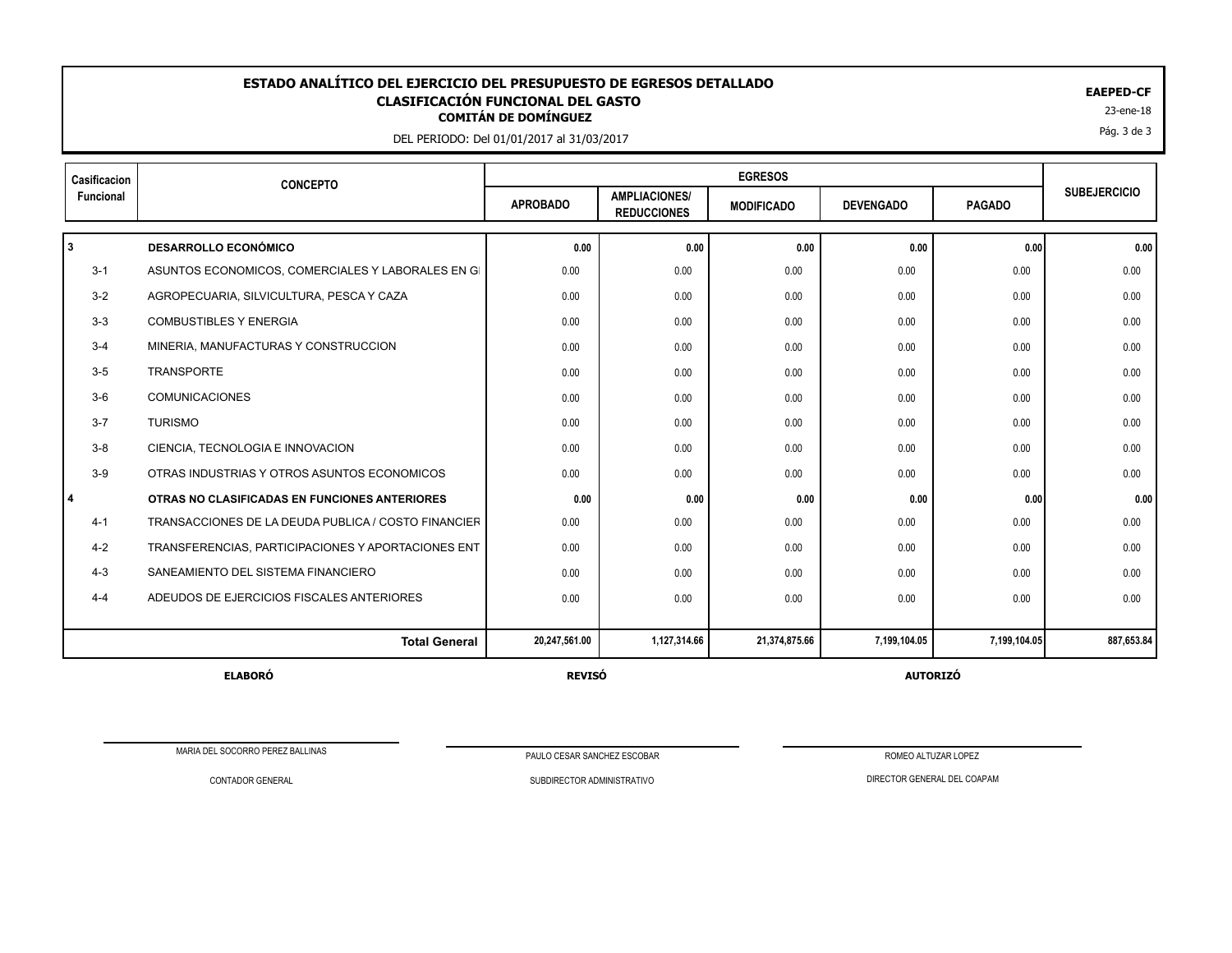# ESTADO ANALÍTICO DEL EJERCICIO DEL PRESUPUESTO DE EGRESOS DETALLADO

## CLASIFICACIÓN FUNCIONAL DEL GASTO

### COMITÁN DE DOMÍNGUEZ

DEL PERIODO: Del 01/01/2017 al 31/03/2017

**EAEPED-CF**

23-ene-18

| Casificacion Funcional | CONCEPTO | EGRESOS | | | | | SUBEJERCICIO |
|---|---|---|---|---|---|---|---|
| | | APROBADO | AMPLIACIONES/ REDUCCIONES | MODIFICADO | DEVENGADO | PAGADO | |
| **3** | **DESARROLLO ECONÓMICO** | **0.00** | **0.00** | **0.00** | **0.00** | **0.00** | **0.00** |
| 3-1 | ASUNTOS ECONOMICOS, COMERCIALES Y LABORALES EN GI | 0.00 | 0.00 | 0.00 | 0.00 | 0.00 | 0.00 |
| 3-2 | AGROPECUARIA, SILVICULTURA, PESCA Y CAZA | 0.00 | 0.00 | 0.00 | 0.00 | 0.00 | 0.00 |
| 3-3 | COMBUSTIBLES Y ENERGIA | 0.00 | 0.00 | 0.00 | 0.00 | 0.00 | 0.00 |
| 3-4 | MINERIA, MANUFACTURAS Y CONSTRUCCION | 0.00 | 0.00 | 0.00 | 0.00 | 0.00 | 0.00 |
| 3-5 | TRANSPORTE | 0.00 | 0.00 | 0.00 | 0.00 | 0.00 | 0.00 |
| 3-6 | COMUNICACIONES | 0.00 | 0.00 | 0.00 | 0.00 | 0.00 | 0.00 |
| 3-7 | TURISMO | 0.00 | 0.00 | 0.00 | 0.00 | 0.00 | 0.00 |
| 3-8 | CIENCIA, TECNOLOGIA E INNOVACION | 0.00 | 0.00 | 0.00 | 0.00 | 0.00 | 0.00 |
| 3-9 | OTRAS INDUSTRIAS Y OTROS ASUNTOS ECONOMICOS | 0.00 | 0.00 | 0.00 | 0.00 | 0.00 | 0.00 |
| **4** | **OTRAS NO CLASIFICADAS EN FUNCIONES ANTERIORES** | **0.00** | **0.00** | **0.00** | **0.00** | **0.00** | **0.00** |
| 4-1 | TRANSACCIONES DE LA DEUDA PUBLICA / COSTO FINANCIER | 0.00 | 0.00 | 0.00 | 0.00 | 0.00 | 0.00 |
| 4-2 | TRANSFERENCIAS, PARTICIPACIONES Y APORTACIONES ENT | 0.00 | 0.00 | 0.00 | 0.00 | 0.00 | 0.00 |
| 4-3 | SANEAMIENTO DEL SISTEMA FINANCIERO | 0.00 | 0.00 | 0.00 | 0.00 | 0.00 | 0.00 |
| 4-4 | ADEUDOS DE EJERCICIOS FISCALES ANTERIORES | 0.00 | 0.00 | 0.00 | 0.00 | 0.00 | 0.00 |
| | **Total General** | **20,247,561.00** | **1,127,314.66** | **21,374,875.66** | **7,199,104.05** | **7,199,104.05** | **887,653.84** |

| ELABORÓ | REVISÓ | AUTORIZÓ |
|---|---|---|
| MARIA DEL SOCORRO PEREZ BALLINAS | PAULO CESAR SANCHEZ ESCOBAR | ROMEO ALTUZAR LOPEZ |
| CONTADOR GENERAL | SUBDIRECTOR ADMINISTRATIVO | DIRECTOR GENERAL DEL COAPAM |